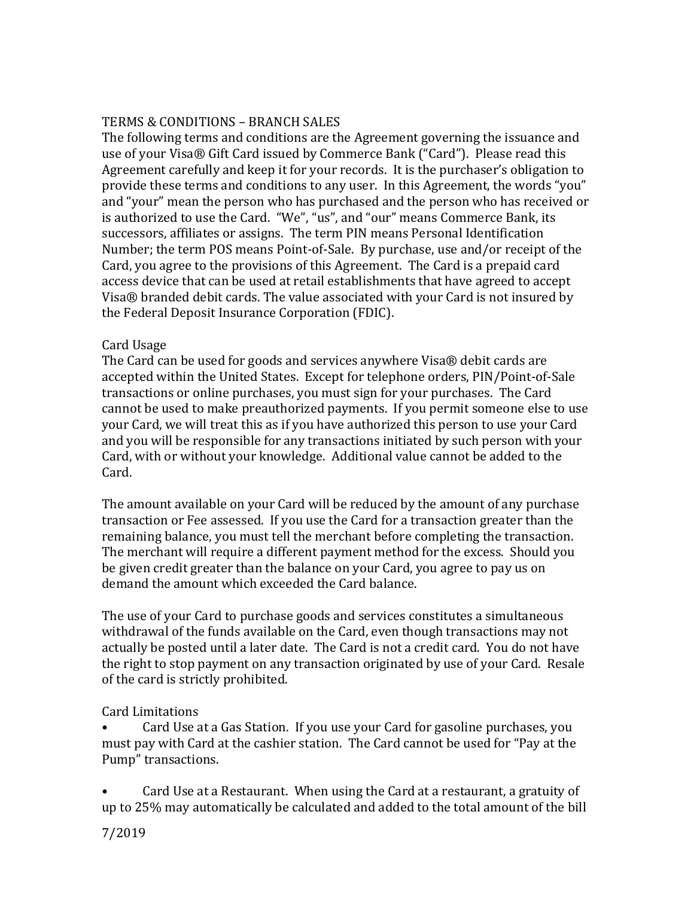# TERMS & CONDITIONS – BRANCH SALES

The following terms and conditions are the Agreement governing the issuance and use of your Visa® Gift Card issued by Commerce Bank ("Card"). Please read this Agreement carefully and keep it for your records. It is the purchaser's obligation to provide these terms and conditions to any user. In this Agreement, the words "you" and "your" mean the person who has purchased and the person who has received or is authorized to use the Card. "We", "us", and "our" means Commerce Bank, its successors, affiliates or assigns. The term PIN means Personal Identification Number; the term POS means Point-of-Sale. By purchase, use and/or receipt of the Card, you agree to the provisions of this Agreement. The Card is a prepaid card access device that can be used at retail establishments that have agreed to accept Visa® branded debit cards. The value associated with your Card is not insured by the Federal Deposit Insurance Corporation (FDIC).

## Card Usage

The Card can be used for goods and services anywhere Visa® debit cards are accepted within the United States. Except for telephone orders, PIN/Point-of-Sale transactions or online purchases, you must sign for your purchases. The Card cannot be used to make preauthorized payments. If you permit someone else to use your Card, we will treat this as if you have authorized this person to use your Card and you will be responsible for any transactions initiated by such person with your Card, with or without your knowledge. Additional value cannot be added to the Card.

The amount available on your Card will be reduced by the amount of any purchase transaction or Fee assessed. If you use the Card for a transaction greater than the remaining balance, you must tell the merchant before completing the transaction. The merchant will require a different payment method for the excess. Should you be given credit greater than the balance on your Card, you agree to pay us on demand the amount which exceeded the Card balance.

The use of your Card to purchase goods and services constitutes a simultaneous withdrawal of the funds available on the Card, even though transactions may not actually be posted until a later date. The Card is not a credit card. You do not have the right to stop payment on any transaction originated by use of your Card. Resale of the card is strictly prohibited.

## Card Limitations

- Card Use at a Gas Station. If you use your Card for gasoline purchases, you must pay with Card at the cashier station. The Card cannot be used for "Pay at the Pump" transactions.

- Card Use at a Restaurant. When using the Card at a restaurant, a gratuity of up to 25% may automatically be calculated and added to the total amount of the bill

7/2019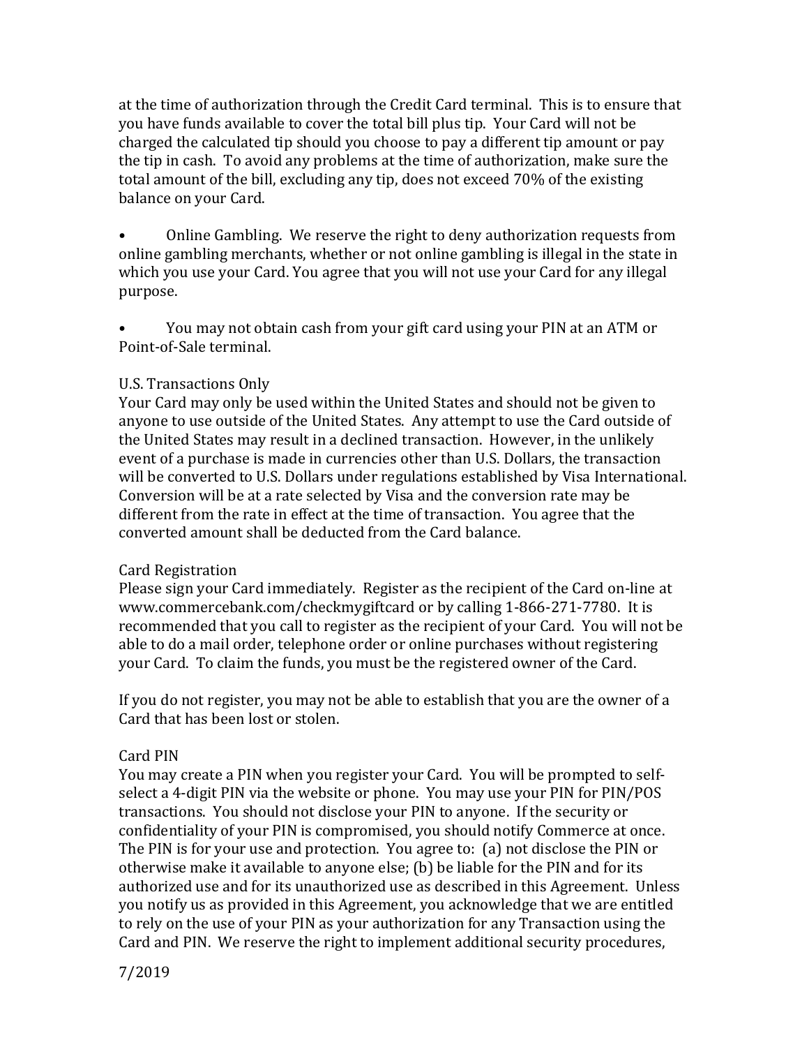at the time of authorization through the Credit Card terminal. This is to ensure that you have funds available to cover the total bill plus tip. Your Card will not be charged the calculated tip should you choose to pay a different tip amount or pay the tip in cash. To avoid any problems at the time of authorization, make sure the total amount of the bill, excluding any tip, does not exceed 70% of the existing balance on your Card.

- Online Gambling. We reserve the right to deny authorization requests from online gambling merchants, whether or not online gambling is illegal in the state in which you use your Card. You agree that you will not use your Card for any illegal purpose.

- You may not obtain cash from your gift card using your PIN at an ATM or Point-of-Sale terminal.

## U.S. Transactions Only

Your Card may only be used within the United States and should not be given to anyone to use outside of the United States. Any attempt to use the Card outside of the United States may result in a declined transaction. However, in the unlikely event of a purchase is made in currencies other than U.S. Dollars, the transaction will be converted to U.S. Dollars under regulations established by Visa International. Conversion will be at a rate selected by Visa and the conversion rate may be different from the rate in effect at the time of transaction. You agree that the converted amount shall be deducted from the Card balance.

## Card Registration

Please sign your Card immediately. Register as the recipient of the Card on-line at www.commercebank.com/checkmygiftcard or by calling 1-866-271-7780. It is recommended that you call to register as the recipient of your Card. You will not be able to do a mail order, telephone order or online purchases without registering your Card. To claim the funds, you must be the registered owner of the Card.

If you do not register, you may not be able to establish that you are the owner of a Card that has been lost or stolen.

## Card PIN

You may create a PIN when you register your Card. You will be prompted to self-select a 4-digit PIN via the website or phone. You may use your PIN for PIN/POS transactions. You should not disclose your PIN to anyone. If the security or confidentiality of your PIN is compromised, you should notify Commerce at once. The PIN is for your use and protection. You agree to: (a) not disclose the PIN or otherwise make it available to anyone else; (b) be liable for the PIN and for its authorized use and for its unauthorized use as described in this Agreement. Unless you notify us as provided in this Agreement, you acknowledge that we are entitled to rely on the use of your PIN as your authorization for any Transaction using the Card and PIN. We reserve the right to implement additional security procedures,

7/2019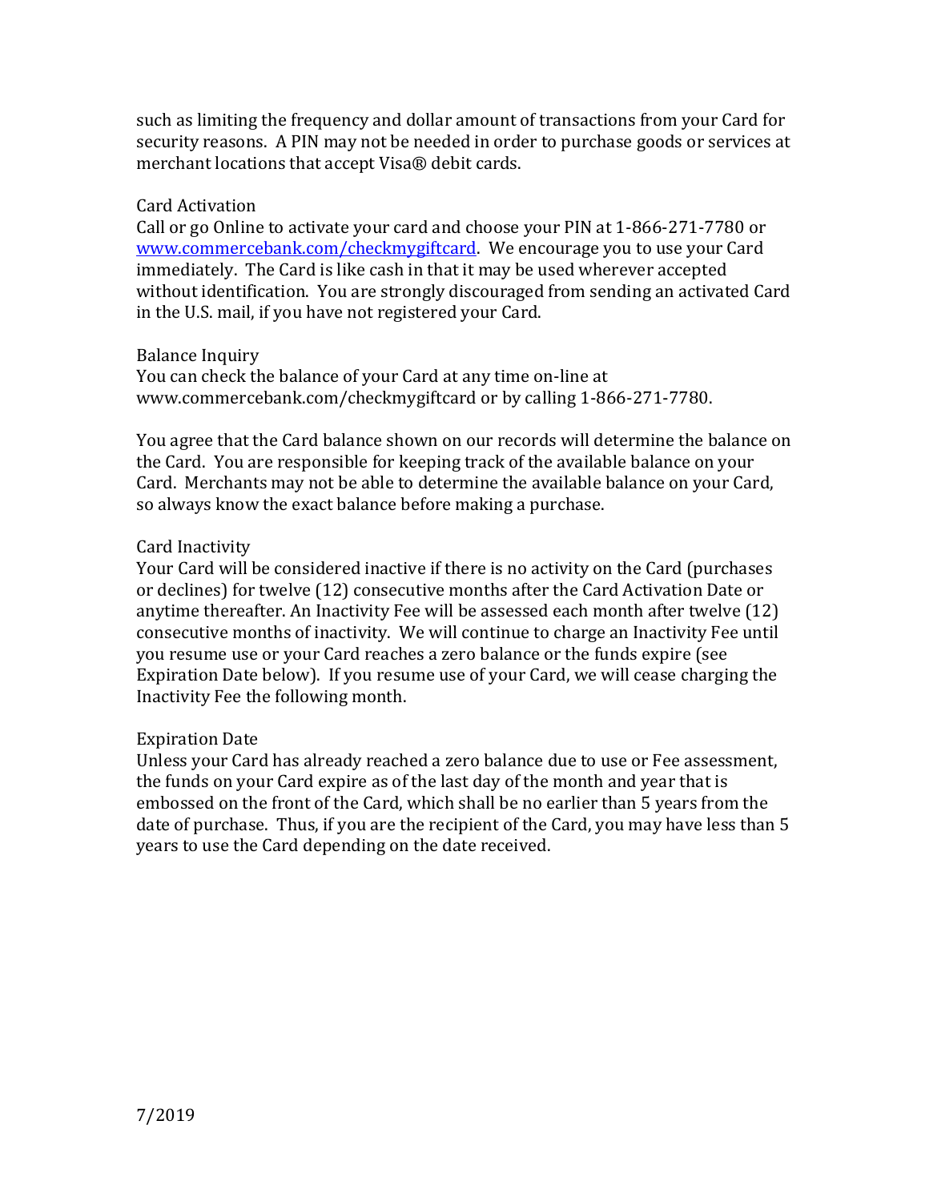such as limiting the frequency and dollar amount of transactions from your Card for security reasons. A PIN may not be needed in order to purchase goods or services at merchant locations that accept Visa® debit cards.

## Card Activation

Call or go Online to activate your card and choose your PIN at 1-866-271-7780 or [www.commercebank.com/checkmygiftcard](http://www.commercebank.com/checkmygiftcard). We encourage you to use your Card immediately. The Card is like cash in that it may be used wherever accepted without identification. You are strongly discouraged from sending an activated Card in the U.S. mail, if you have not registered your Card.

## Balance Inquiry

You can check the balance of your Card at any time on-line at www.commercebank.com/checkmygiftcard or by calling 1-866-271-7780.

You agree that the Card balance shown on our records will determine the balance on the Card. You are responsible for keeping track of the available balance on your Card. Merchants may not be able to determine the available balance on your Card, so always know the exact balance before making a purchase.

## Card Inactivity

Your Card will be considered inactive if there is no activity on the Card (purchases or declines) for twelve (12) consecutive months after the Card Activation Date or anytime thereafter. An Inactivity Fee will be assessed each month after twelve (12) consecutive months of inactivity. We will continue to charge an Inactivity Fee until you resume use or your Card reaches a zero balance or the funds expire (see Expiration Date below). If you resume use of your Card, we will cease charging the Inactivity Fee the following month.

## Expiration Date

Unless your Card has already reached a zero balance due to use or Fee assessment, the funds on your Card expire as of the last day of the month and year that is embossed on the front of the Card, which shall be no earlier than 5 years from the date of purchase. Thus, if you are the recipient of the Card, you may have less than 5 years to use the Card depending on the date received.

7/2019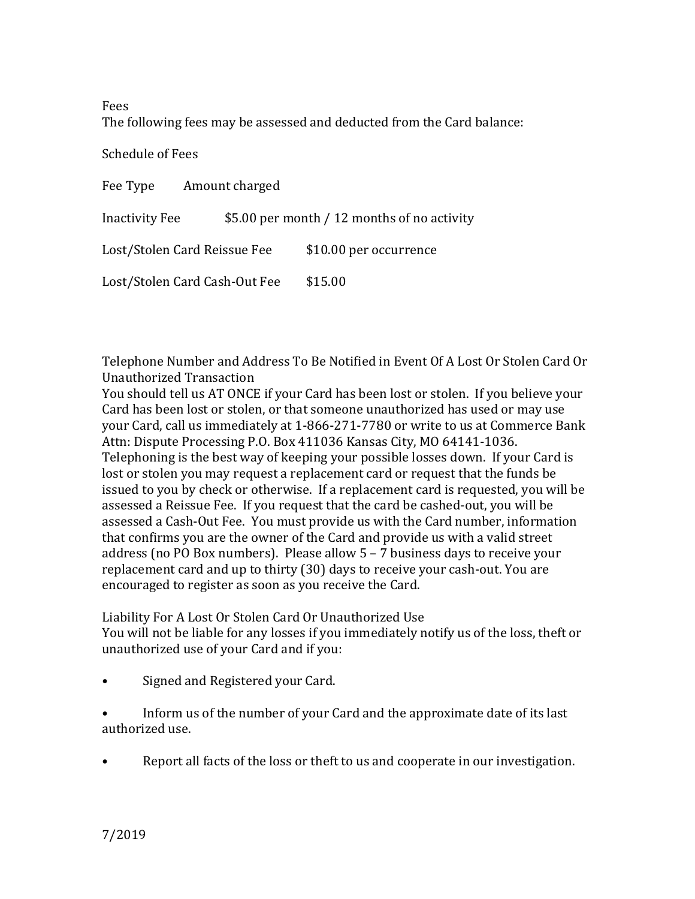## Fees

The following fees may be assessed and deducted from the Card balance:

### Schedule of Fees

| Fee Type | Amount charged |
| --- | --- |
| Inactivity Fee | $5.00 per month / 12 months of no activity |
| Lost/Stolen Card Reissue Fee | $10.00 per occurrence |
| Lost/Stolen Card Cash-Out Fee | $15.00 |

## Telephone Number and Address To Be Notified in Event Of A Lost Or Stolen Card Or Unauthorized Transaction

You should tell us AT ONCE if your Card has been lost or stolen. If you believe your Card has been lost or stolen, or that someone unauthorized has used or may use your Card, call us immediately at 1-866-271-7780 or write to us at Commerce Bank Attn: Dispute Processing P.O. Box 411036 Kansas City, MO 64141-1036. Telephoning is the best way of keeping your possible losses down. If your Card is lost or stolen you may request a replacement card or request that the funds be issued to you by check or otherwise. If a replacement card is requested, you will be assessed a Reissue Fee. If you request that the card be cashed-out, you will be assessed a Cash-Out Fee. You must provide us with the Card number, information that confirms you are the owner of the Card and provide us with a valid street address (no PO Box numbers). Please allow 5 – 7 business days to receive your replacement card and up to thirty (30) days to receive your cash-out. You are encouraged to register as soon as you receive the Card.

## Liability For A Lost Or Stolen Card Or Unauthorized Use

You will not be liable for any losses if you immediately notify us of the loss, theft or unauthorized use of your Card and if you:

- Signed and Registered your Card.
- Inform us of the number of your Card and the approximate date of its last authorized use.
- Report all facts of the loss or theft to us and cooperate in our investigation.

7/2019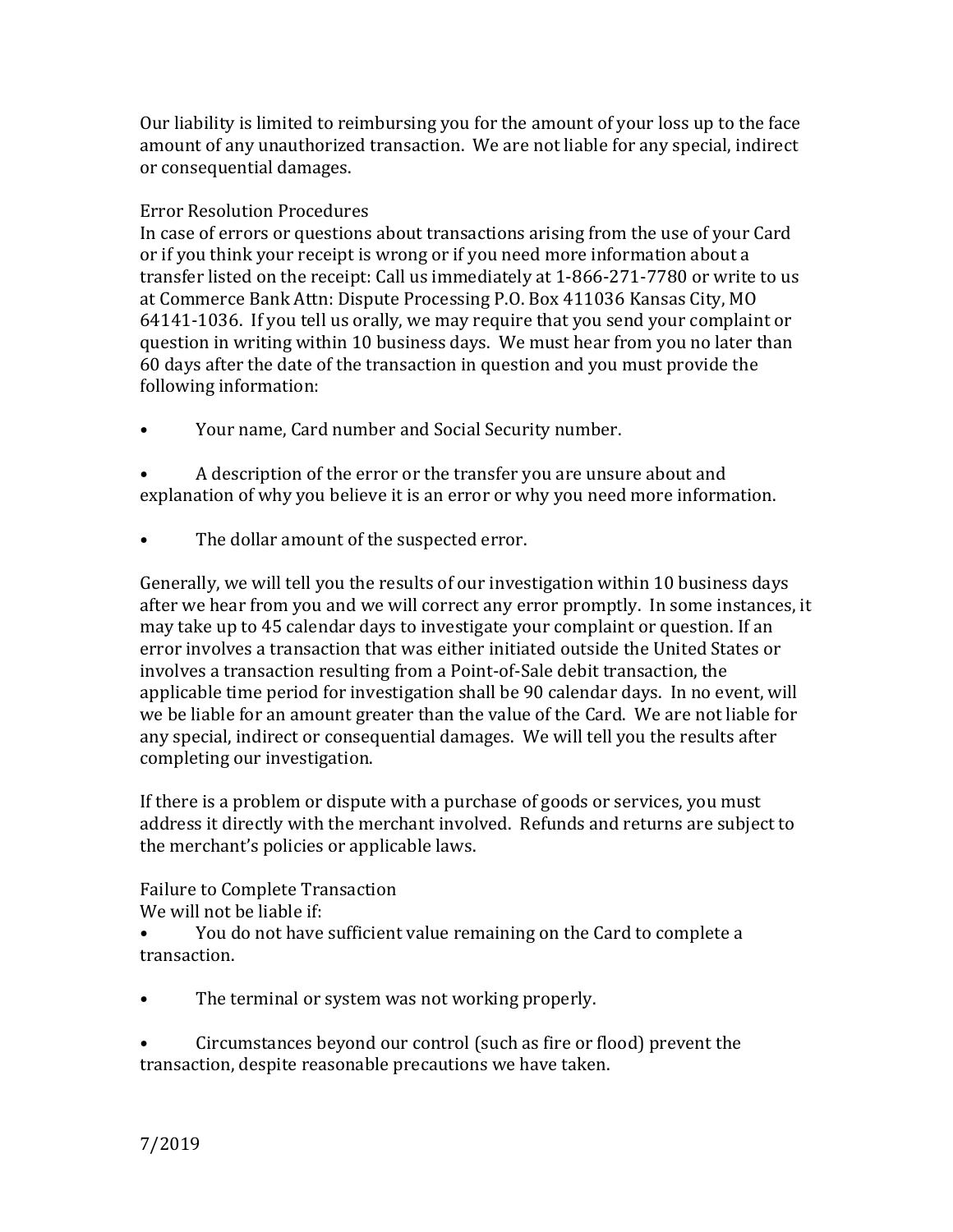Our liability is limited to reimbursing you for the amount of your loss up to the face amount of any unauthorized transaction. We are not liable for any special, indirect or consequential damages.

## Error Resolution Procedures

In case of errors or questions about transactions arising from the use of your Card or if you think your receipt is wrong or if you need more information about a transfer listed on the receipt: Call us immediately at 1-866-271-7780 or write to us at Commerce Bank Attn: Dispute Processing P.O. Box 411036 Kansas City, MO 64141-1036. If you tell us orally, we may require that you send your complaint or question in writing within 10 business days. We must hear from you no later than 60 days after the date of the transaction in question and you must provide the following information:

- Your name, Card number and Social Security number.
- A description of the error or the transfer you are unsure about and explanation of why you believe it is an error or why you need more information.
- The dollar amount of the suspected error.

Generally, we will tell you the results of our investigation within 10 business days after we hear from you and we will correct any error promptly. In some instances, it may take up to 45 calendar days to investigate your complaint or question. If an error involves a transaction that was either initiated outside the United States or involves a transaction resulting from a Point-of-Sale debit transaction, the applicable time period for investigation shall be 90 calendar days. In no event, will we be liable for an amount greater than the value of the Card. We are not liable for any special, indirect or consequential damages. We will tell you the results after completing our investigation.

If there is a problem or dispute with a purchase of goods or services, you must address it directly with the merchant involved. Refunds and returns are subject to the merchant's policies or applicable laws.

## Failure to Complete Transaction

We will not be liable if:

- You do not have sufficient value remaining on the Card to complete a transaction.
- The terminal or system was not working properly.
- Circumstances beyond our control (such as fire or flood) prevent the transaction, despite reasonable precautions we have taken.

7/2019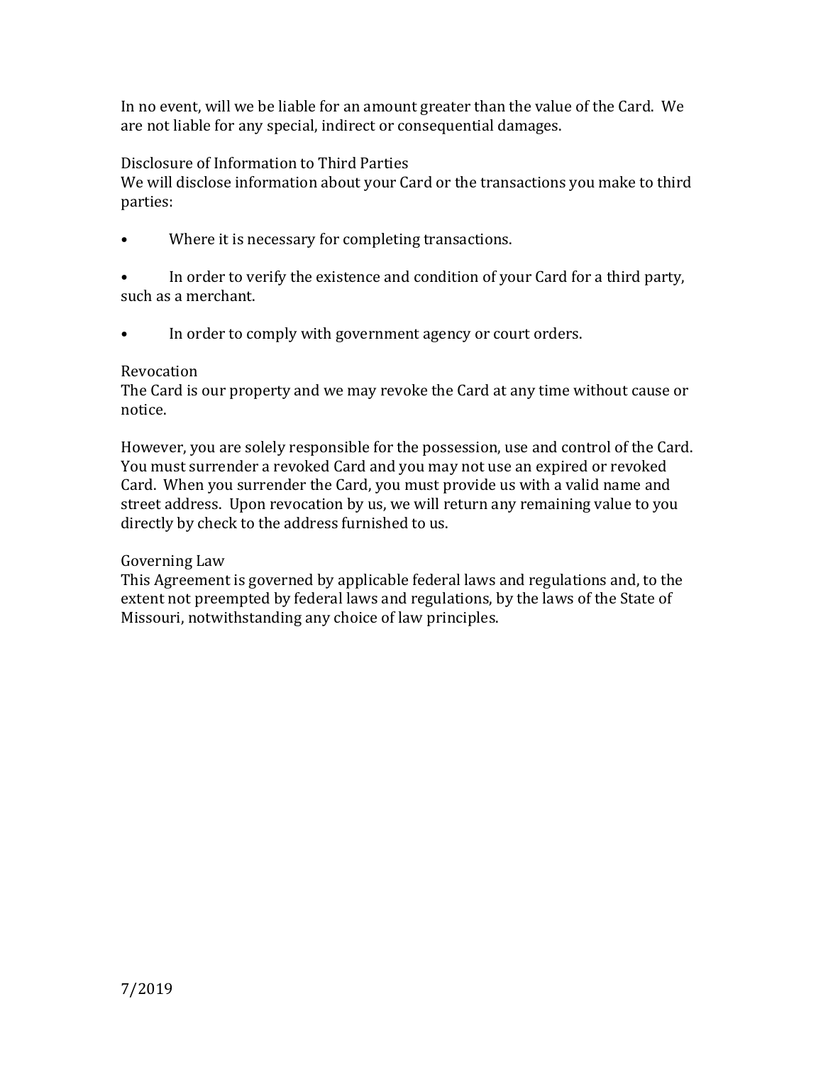In no event, will we be liable for an amount greater than the value of the Card. We are not liable for any special, indirect or consequential damages.

## Disclosure of Information to Third Parties

We will disclose information about your Card or the transactions you make to third parties:

- Where it is necessary for completing transactions.
- In order to verify the existence and condition of your Card for a third party, such as a merchant.
- In order to comply with government agency or court orders.

## Revocation

The Card is our property and we may revoke the Card at any time without cause or notice.

However, you are solely responsible for the possession, use and control of the Card. You must surrender a revoked Card and you may not use an expired or revoked Card. When you surrender the Card, you must provide us with a valid name and street address. Upon revocation by us, we will return any remaining value to you directly by check to the address furnished to us.

## Governing Law

This Agreement is governed by applicable federal laws and regulations and, to the extent not preempted by federal laws and regulations, by the laws of the State of Missouri, notwithstanding any choice of law principles.

7/2019